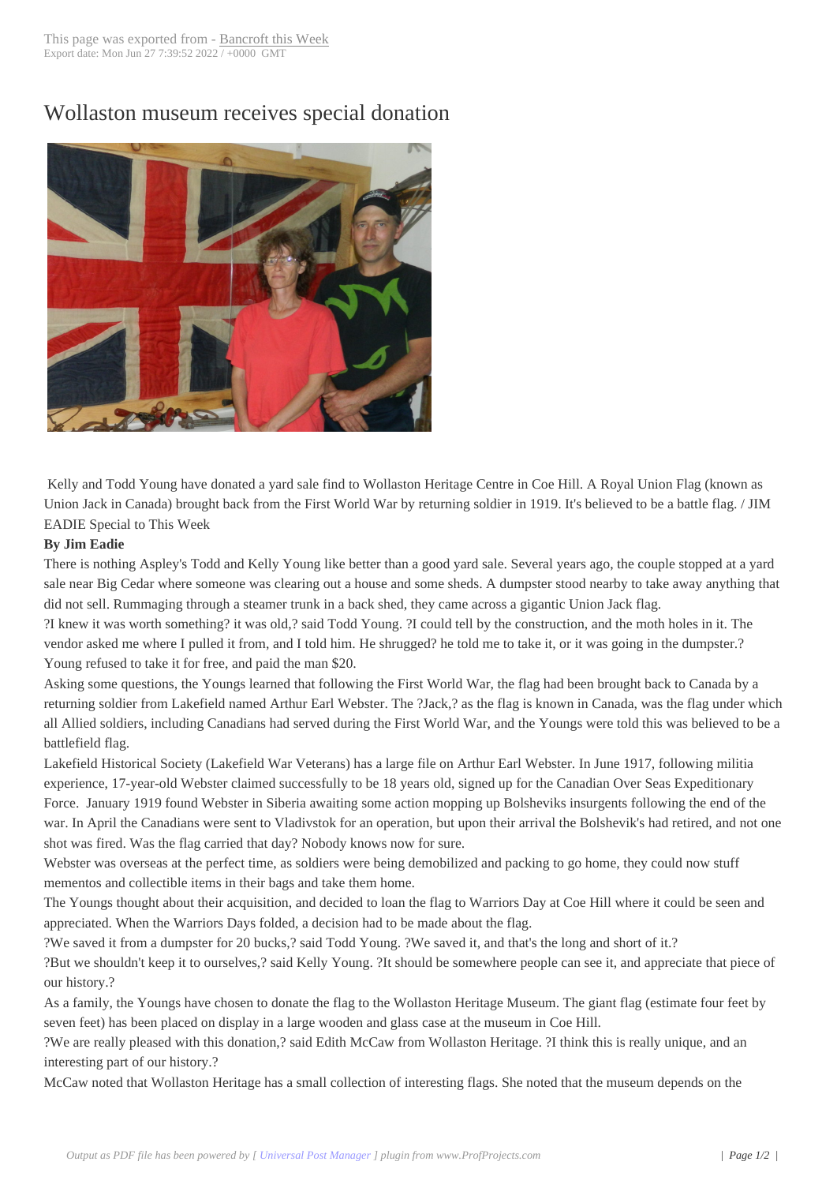# Wollaston museum receives special donation

Kelly and Todd Young have donated a yard sale find to Wollaston Heritage Centre in Coe Hill. A Royal Union Flag (known as Union Jack in Canada) brought back from the First World War by returning soldier in 1919. It's believed to be a battle flag. / JIM EADIE Special to This Week

**By Jim Eadie**

There is nothing Aspley's Todd and Kelly Young like better than a good yard sale. Several years ago, the couple stopped at a yard sale near Big Cedar where someone was clearing out a house and some sheds. A dumpster stood nearby to take away anything that did not sell. Rummaging through a steamer trunk in a back shed, they came across a gigantic Union Jack flag.

?I knew it was worth something? it was old,? said Todd Young. ?I could tell by the construction, and the moth holes in it. The vendor asked me where I pulled it from, and I told him. He shrugged? he told me to take it, or it was going in the dumpster.? Young refused to take it for free, and paid the man $20.

Asking some questions, the Youngs learned that following the First World War, the flag had been brought back to Canada by a returning soldier from Lakefield named Arthur Earl Webster. The ?Jack,? as the flag is known in Canada, was the flag under which all Allied soldiers, including Canadians had served during the First World War, and the Youngs were told this was believed to be a battlefield flag.

Lakefield Historical Society (Lakefield War Veterans) has a large file on Arthur Earl Webster. In June 1917, following militia experience, 17-year-old Webster claimed successfully to be 18 years old, signed up for the Canadian Over Seas Expeditionary Force. January 1919 found Webster in Siberia awaiting some action mopping up Bolsheviks insurgents following the end of the war. In April the Canadians were sent to Vladivstok for an operation, but upon their arrival the Bolshevik's had retired, and not one shot was fired. Was the flag carried that day? Nobody knows now for sure.

Webster was overseas at the perfect time, as soldiers were being demobilized and packing to go home, they could now stuff mementos and collectible items in their bags and take them home.

The Youngs thought about their acquisition, and decided to loan the flag to Warriors Day at Coe Hill where it could be seen and appreciated. When the Warriors Days folded, a decision had to be made about the flag.

?We saved it from a dumpster for 20 bucks,? said Todd Young. ?We saved it, and that's the long and short of it.?

?But we shouldn't keep it to ourselves,? said Kelly Young. ?It should be somewhere people can see it, and appreciate that piece of our history.?

As a family, the Youngs have chosen to donate the flag to the Wollaston Heritage Museum. The giant flag (estimate four feet by seven feet) has been placed on display in a large wooden and glass case at the museum in Coe Hill.

?We are really pleased with this donation,? said Edith McCaw from Wollaston Heritage. ?I think this is really unique, and an interesting part of our history.?

McCaw noted that Wollaston Heritage has a small collection of interesting flags. She noted that the museum depends on the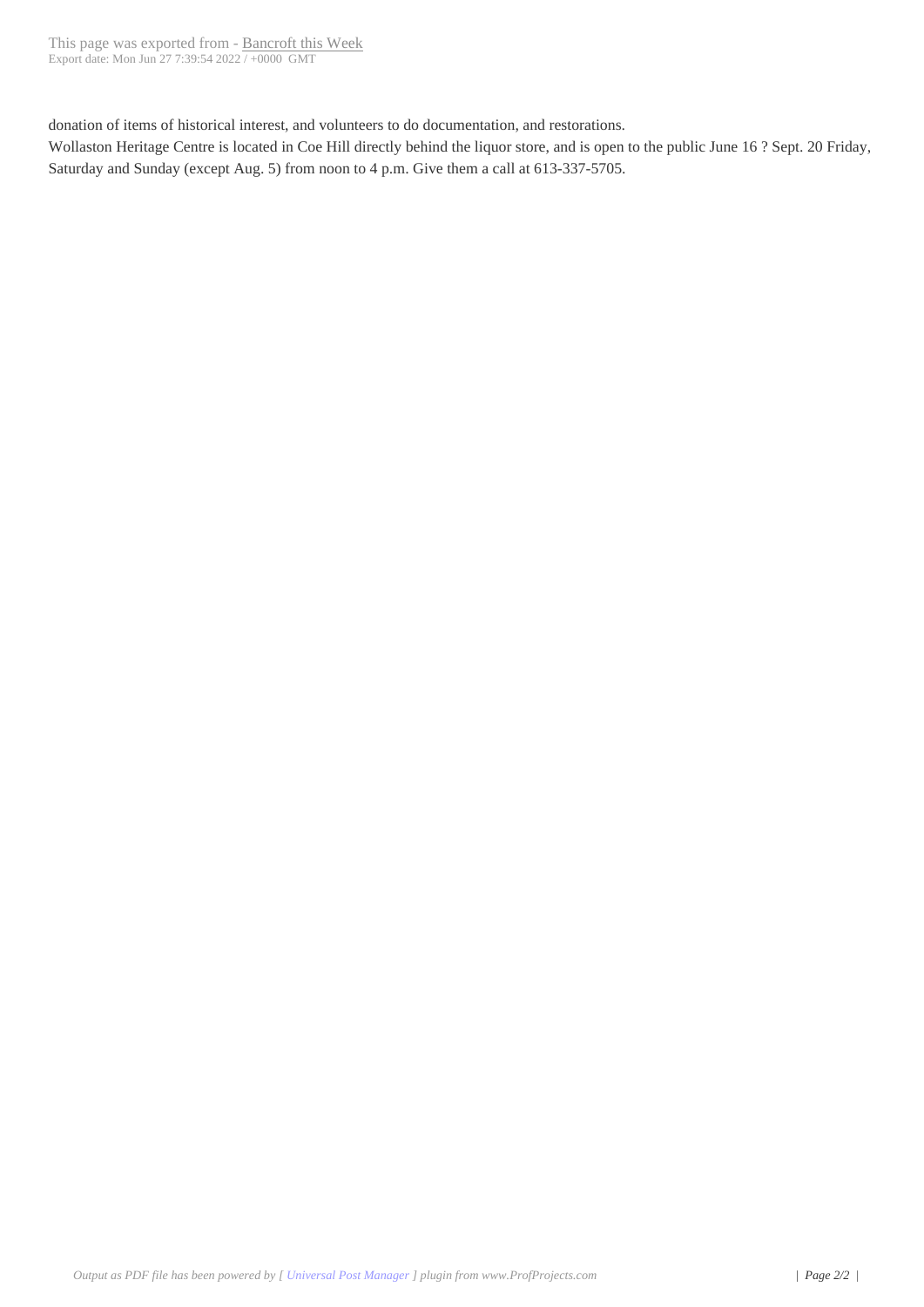donation of items of historical interest, and volunteers to do documentation, and restorations.

Wollaston Heritage Centre is located in Coe Hill directly behind the liquor store, and is open to the public June 16 ? Sept. 20 Friday, Saturday and Sunday (except Aug. 5) from noon to 4 p.m. Give them a call at 613-337-5705.